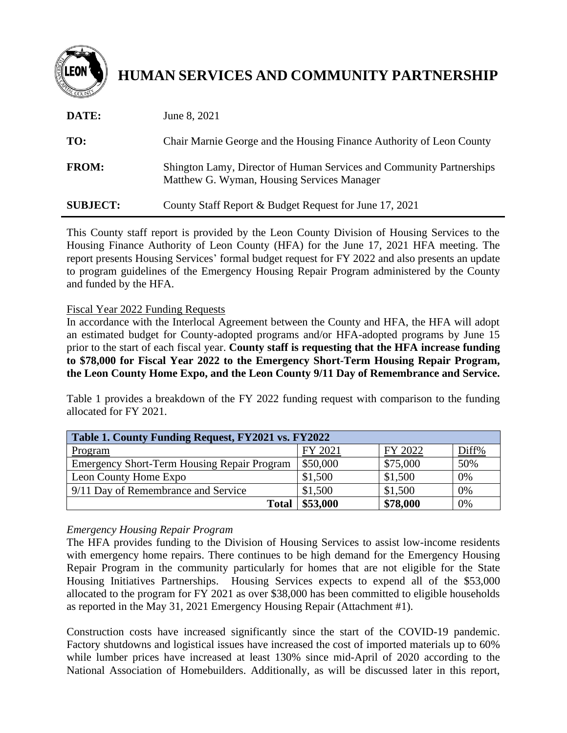# HUMAN SERVICES AND COMMUNITY PARTNERSHIP

**DATE:** June 8, 2021

**TO:** Chair Marnie George and the Housing Finance Authority of Leon County

**FROM:** Shington Lamy, Director of Human Services and Community Partnerships
Matthew G. Wyman, Housing Services Manager

**SUBJECT:** County Staff Report & Budget Request for June 17, 2021

---

This County staff report is provided by the Leon County Division of Housing Services to the Housing Finance Authority of Leon County (HFA) for the June 17, 2021 HFA meeting. The report presents Housing Services' formal budget request for FY 2022 and also presents an update to program guidelines of the Emergency Housing Repair Program administered by the County and funded by the HFA.

Fiscal Year 2022 Funding Requests

In accordance with the Interlocal Agreement between the County and HFA, the HFA will adopt an estimated budget for County-adopted programs and/or HFA-adopted programs by June 15 prior to the start of each fiscal year. **County staff is requesting that the HFA increase funding to $78,000 for Fiscal Year 2022 to the Emergency Short-Term Housing Repair Program, the Leon County Home Expo, and the Leon County 9/11 Day of Remembrance and Service.**

Table 1 provides a breakdown of the FY 2022 funding request with comparison to the funding allocated for FY 2021.

| **Table 1. County Funding Request, FY2021 vs. FY2022** | | | |
|---|---|---|---|
| Program | FY 2021 | FY 2022 | Diff% |
| Emergency Short-Term Housing Repair Program | $50,000 | $75,000 | 50% |
| Leon County Home Expo | $1,500 | $1,500 | 0% |
| 9/11 Day of Remembrance and Service | $1,500 | $1,500 | 0% |
| **Total** | **$53,000** | **$78,000** | 0% |

*Emergency Housing Repair Program*

The HFA provides funding to the Division of Housing Services to assist low-income residents with emergency home repairs. There continues to be high demand for the Emergency Housing Repair Program in the community particularly for homes that are not eligible for the State Housing Initiatives Partnerships. Housing Services expects to expend all of the $53,000 allocated to the program for FY 2021 as over $38,000 has been committed to eligible households as reported in the May 31, 2021 Emergency Housing Repair (Attachment #1).

Construction costs have increased significantly since the start of the COVID-19 pandemic. Factory shutdowns and logistical issues have increased the cost of imported materials up to 60% while lumber prices have increased at least 130% since mid-April of 2020 according to the National Association of Homebuilders. Additionally, as will be discussed later in this report,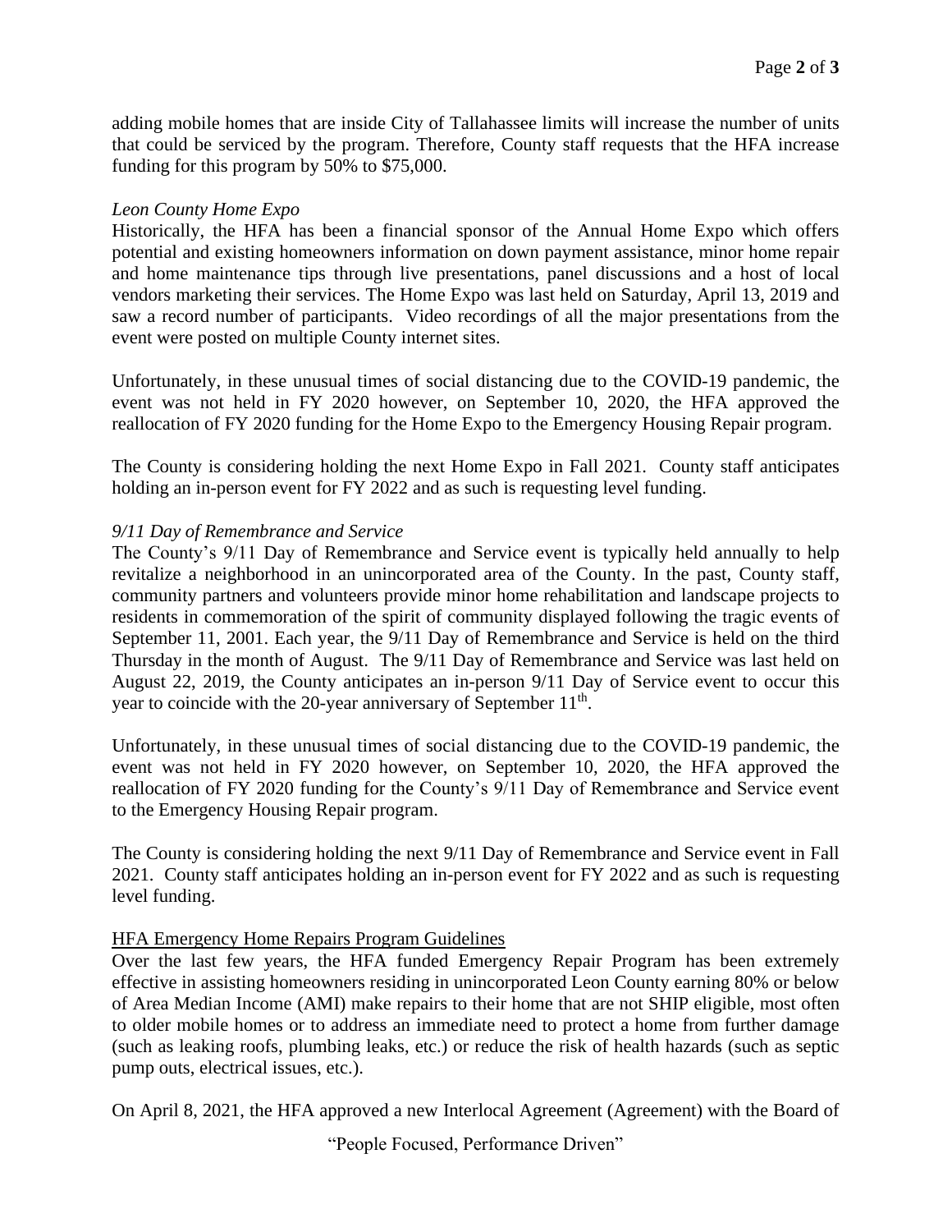adding mobile homes that are inside City of Tallahassee limits will increase the number of units that could be serviced by the program. Therefore, County staff requests that the HFA increase funding for this program by 50% to $75,000.

*Leon County Home Expo*

Historically, the HFA has been a financial sponsor of the Annual Home Expo which offers potential and existing homeowners information on down payment assistance, minor home repair and home maintenance tips through live presentations, panel discussions and a host of local vendors marketing their services. The Home Expo was last held on Saturday, April 13, 2019 and saw a record number of participants. Video recordings of all the major presentations from the event were posted on multiple County internet sites.

Unfortunately, in these unusual times of social distancing due to the COVID-19 pandemic, the event was not held in FY 2020 however, on September 10, 2020, the HFA approved the reallocation of FY 2020 funding for the Home Expo to the Emergency Housing Repair program.

The County is considering holding the next Home Expo in Fall 2021. County staff anticipates holding an in-person event for FY 2022 and as such is requesting level funding.

*9/11 Day of Remembrance and Service*

The County's 9/11 Day of Remembrance and Service event is typically held annually to help revitalize a neighborhood in an unincorporated area of the County. In the past, County staff, community partners and volunteers provide minor home rehabilitation and landscape projects to residents in commemoration of the spirit of community displayed following the tragic events of September 11, 2001. Each year, the 9/11 Day of Remembrance and Service is held on the third Thursday in the month of August. The 9/11 Day of Remembrance and Service was last held on August 22, 2019, the County anticipates an in-person 9/11 Day of Service event to occur this year to coincide with the 20-year anniversary of September 11th.

Unfortunately, in these unusual times of social distancing due to the COVID-19 pandemic, the event was not held in FY 2020 however, on September 10, 2020, the HFA approved the reallocation of FY 2020 funding for the County's 9/11 Day of Remembrance and Service event to the Emergency Housing Repair program.

The County is considering holding the next 9/11 Day of Remembrance and Service event in Fall 2021. County staff anticipates holding an in-person event for FY 2022 and as such is requesting level funding.

<u>HFA Emergency Home Repairs Program Guidelines</u>

Over the last few years, the HFA funded Emergency Repair Program has been extremely effective in assisting homeowners residing in unincorporated Leon County earning 80% or below of Area Median Income (AMI) make repairs to their home that are not SHIP eligible, most often to older mobile homes or to address an immediate need to protect a home from further damage (such as leaking roofs, plumbing leaks, etc.) or reduce the risk of health hazards (such as septic pump outs, electrical issues, etc.).

On April 8, 2021, the HFA approved a new Interlocal Agreement (Agreement) with the Board of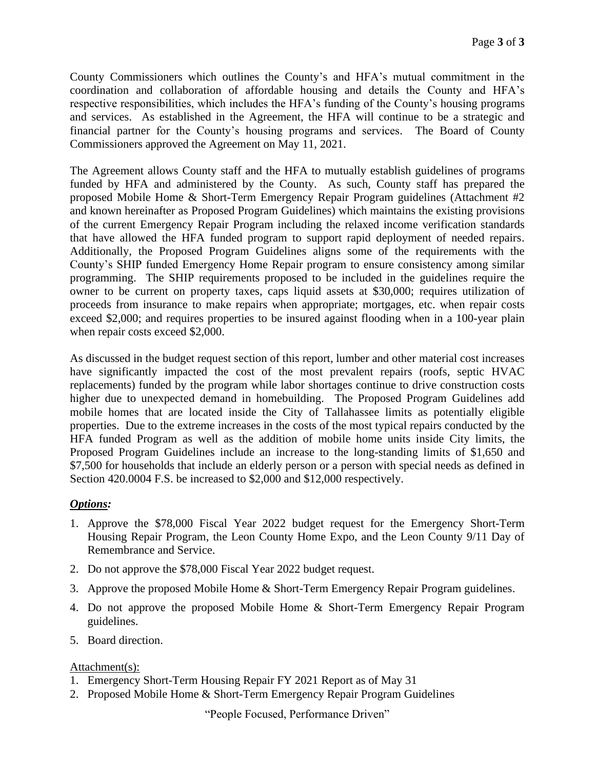County Commissioners which outlines the County's and HFA's mutual commitment in the coordination and collaboration of affordable housing and details the County and HFA's respective responsibilities, which includes the HFA's funding of the County's housing programs and services. As established in the Agreement, the HFA will continue to be a strategic and financial partner for the County's housing programs and services. The Board of County Commissioners approved the Agreement on May 11, 2021.

The Agreement allows County staff and the HFA to mutually establish guidelines of programs funded by HFA and administered by the County. As such, County staff has prepared the proposed Mobile Home & Short-Term Emergency Repair Program guidelines (Attachment #2 and known hereinafter as Proposed Program Guidelines) which maintains the existing provisions of the current Emergency Repair Program including the relaxed income verification standards that have allowed the HFA funded program to support rapid deployment of needed repairs. Additionally, the Proposed Program Guidelines aligns some of the requirements with the County's SHIP funded Emergency Home Repair program to ensure consistency among similar programming. The SHIP requirements proposed to be included in the guidelines require the owner to be current on property taxes, caps liquid assets at $30,000; requires utilization of proceeds from insurance to make repairs when appropriate; mortgages, etc. when repair costs exceed $2,000; and requires properties to be insured against flooding when in a 100-year plain when repair costs exceed $2,000.

As discussed in the budget request section of this report, lumber and other material cost increases have significantly impacted the cost of the most prevalent repairs (roofs, septic HVAC replacements) funded by the program while labor shortages continue to drive construction costs higher due to unexpected demand in homebuilding. The Proposed Program Guidelines add mobile homes that are located inside the City of Tallahassee limits as potentially eligible properties. Due to the extreme increases in the costs of the most typical repairs conducted by the HFA funded Program as well as the addition of mobile home units inside City limits, the Proposed Program Guidelines include an increase to the long-standing limits of $1,650 and $7,500 for households that include an elderly person or a person with special needs as defined in Section 420.0004 F.S. be increased to $2,000 and $12,000 respectively.

***Options:***

1. Approve the $78,000 Fiscal Year 2022 budget request for the Emergency Short-Term Housing Repair Program, the Leon County Home Expo, and the Leon County 9/11 Day of Remembrance and Service.
2. Do not approve the $78,000 Fiscal Year 2022 budget request.
3. Approve the proposed Mobile Home & Short-Term Emergency Repair Program guidelines.
4. Do not approve the proposed Mobile Home & Short-Term Emergency Repair Program guidelines.
5. Board direction.

Attachment(s):

1. Emergency Short-Term Housing Repair FY 2021 Report as of May 31
2. Proposed Mobile Home & Short-Term Emergency Repair Program Guidelines

"People Focused, Performance Driven"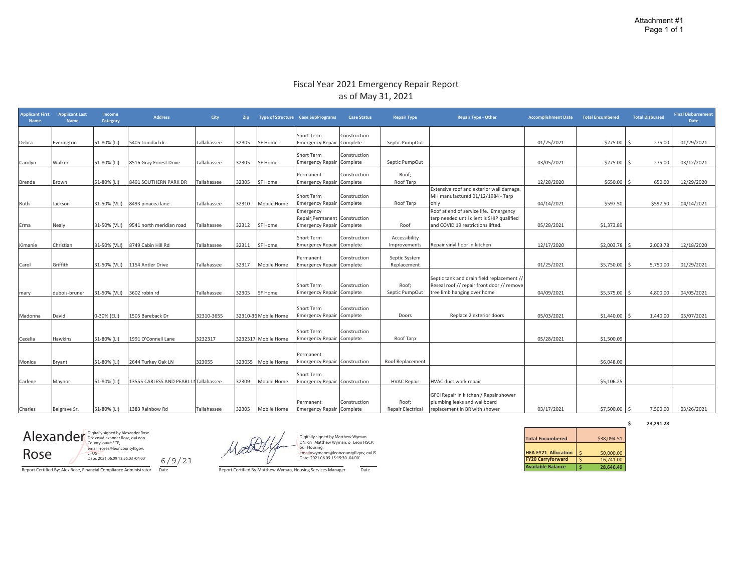Attachment #1
Page 1 of 1

# Fiscal Year 2021 Emergency Repair Report
## as of May 31, 2021

| Applicant First Name | Applicant Last Name | Income Category | Address | City | Zip | Type of Structure | Case SubPrograms | Case Status | Repair Type | Repair Type - Other | Accomplishment Date | Total Encumbered | Total Disbursed | Final Disbursement Date |
|---|---|---|---|---|---|---|---|---|---|---|---|---|---|---|
| Debra | Everington | 51-80% (LI) | 5405 trinidad dr. | Tallahassee | 32305 | SF Home | Short Term Emergency Repair | Construction Complete | Septic PumpOut | | 01/25/2021 | $275.00 | $ 275.00 | 01/29/2021 |
| Carolyn | Walker | 51-80% (LI) | 8516 Gray Forest Drive | Tallahassee | 32305 | SF Home | Short Term Emergency Repair | Construction Complete | Septic PumpOut | | 03/05/2021 | $275.00 | $ 275.00 | 03/12/2021 |
| Brenda | Brown | 51-80% (LI) | 8491 SOUTHERN PARK DR | Tallahassee | 32305 | SF Home | Permanent Emergency Repair | Construction Complete | Roof; Roof Tarp | | 12/28/2020 | $650.00 | $ 650.00 | 12/29/2020 |
| Ruth | Jackson | 31-50% (VLI) | 8493 pinacea lane | Tallahassee | 32310 | Mobile Home | Short Term Emergency Repair | Construction Complete | Roof Tarp | Extensive roof and exterior wall damage. MH manufactured 01/12/1984 - Tarp only | 04/14/2021 | $597.50 | $597.50 | 04/14/2021 |
| Erma | Nealy | 31-50% (VLI) | 9541 north meridian road | Tallahassee | 32312 | SF Home | Emergency Repair,Permanent Emergency Repair | Construction Complete | Roof | Roof at end of service life. Emergency tarp needed until client is SHIP qualified and COVID 19 restrictions lifted. | 05/28/2021 | $1,373.89 | | |
| Kimanie | Christian | 31-50% (VLI) | 8749 Cabin Hill Rd | Tallahassee | 32311 | SF Home | Short Term Emergency Repair | Construction Complete | Accessibility Improvements | Repair vinyl floor in kitchen | 12/17/2020 | $2,003.78 | $ 2,003.78 | 12/18/2020 |
| Carol | Griffith | 31-50% (VLI) | 1154 Antler Drive | Tallahassee | 32317 | Mobile Home | Permanent Emergency Repair | Construction Complete | Septic System Replacement | | 01/25/2021 | $5,750.00 | $ 5,750.00 | 01/29/2021 |
| mary | dubois-bruner | 31-50% (VLI) | 3602 robin rd | Tallahassee | 32305 | SF Home | Short Term Emergency Repair | Construction Complete | Roof; Septic PumpOut | Septic tank and drain field replacement // Reseal roof // repair front door // remove tree limb hanging over home | 04/09/2021 | $5,575.00 | $ 4,800.00 | 04/05/2021 |
| Madonna | David | 0-30% (ELI) | 1505 Bareback Dr | 32310-3655 | 32310-36 | Mobile Home | Short Term Emergency Repair | Construction Complete | Doors | Replace 2 exterior doors | 05/03/2021 | $1,440.00 | $ 1,440.00 | 05/07/2021 |
| Cecelia | Hawkins | 51-80% (LI) | 1991 O'Connell Lane | 3232317 | 3232317 | Mobile Home | Short Term Emergency Repair | Construction Complete | Roof Tarp | | 05/28/2021 | $1,500.09 | | |
| Monica | Bryant | 51-80% (LI) | 2644 Turkey Oak LN | 323055 | 323055 | Mobile Home | Permanent Emergency Repair | Construction | Roof Replacement | | | $6,048.00 | | |
| Carlene | Maynor | 51-80% (LI) | 13555 CARLESS AND PEARL LN | Tallahassee | 32309 | Mobile Home | Short Term Emergency Repair | Construction | HVAC Repair | HVAC duct work repair | | $5,106.25 | | |
| Charles | Belgrave Sr. | 51-80% (LI) | 1383 Rainbow Rd | Tallahassee | 32305 | Mobile Home | Permanent Emergency Repair | Construction Complete | Roof; Repair Electrical | GFCI Repair in kitchen / Repair shower plumbing leaks and wallboard replacement in BR with shower | 03/17/2021 | $7,500.00 | $ 7,500.00 | 03/26/2021 |
| | | | | | | | | | | | | | $ 23,291.28 | |

| | |
|---|---|
| **Total Encumbered** | $38,094.51 |
| **HFA FY21 Allocation** | $ 50,000.00 |
| **FY20 Carryforward** | $ 16,741.00 |
| **Available Balance** | **$ 28,646.49** |

Alexander Rose — Digitally signed by Alexander Rose DN: cn=Alexander Rose, o=Leon County, ou=HSCP, email=rosea@leoncountyfl.gov, c=US Date: 2021.06.09 13:56:03 -04'00'

6/9/21

Report Certified By: Alex Rose, Financial Compliance Administrator    Date

Digitally signed by Matthew Wyman DN: cn=Matthew Wyman, o=Leon HSCP, ou=Housing, email=wymanm@leoncountyfl.gov, c=US Date: 2021.06.09 15:15:30 -04'00'

Report Certified By: Matthew Wyman, Housing Services Manager    Date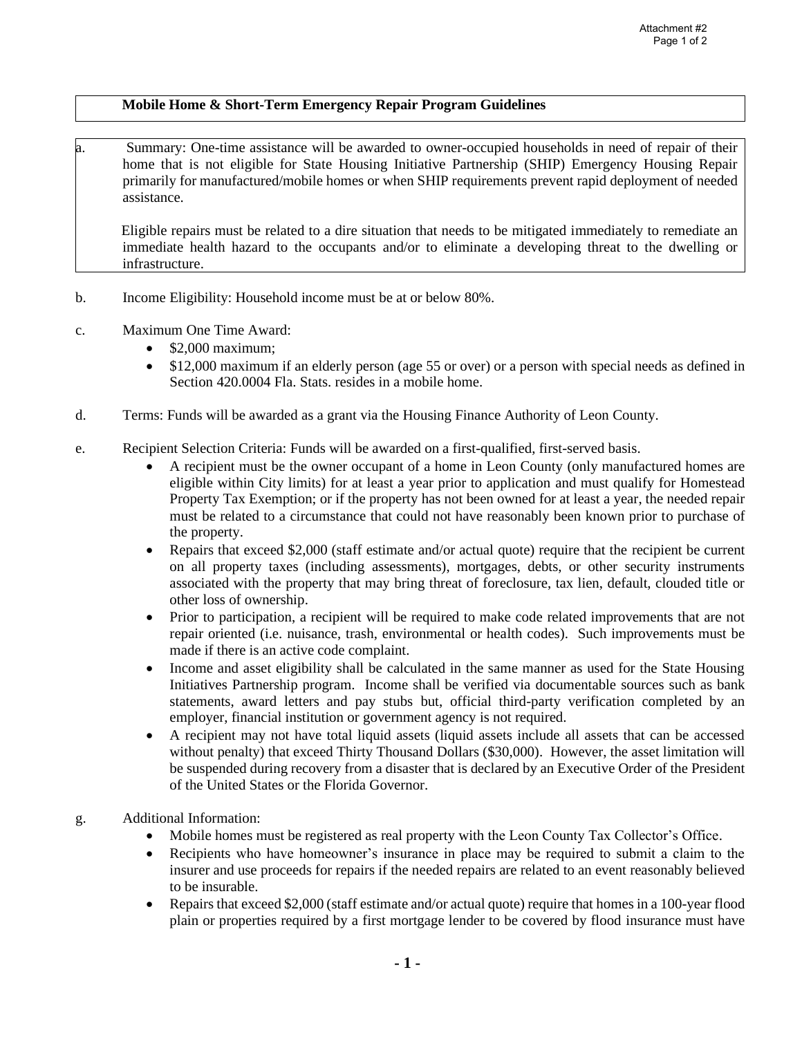## Mobile Home & Short-Term Emergency Repair Program Guidelines

a. Summary: One-time assistance will be awarded to owner-occupied households in need of repair of their home that is not eligible for State Housing Initiative Partnership (SHIP) Emergency Housing Repair primarily for manufactured/mobile homes or when SHIP requirements prevent rapid deployment of needed assistance.

   Eligible repairs must be related to a dire situation that needs to be mitigated immediately to remediate an immediate health hazard to the occupants and/or to eliminate a developing threat to the dwelling or infrastructure.

b. Income Eligibility: Household income must be at or below 80%.

c. Maximum One Time Award:
   - $2,000 maximum;
   - $12,000 maximum if an elderly person (age 55 or over) or a person with special needs as defined in Section 420.0004 Fla. Stats. resides in a mobile home.

d. Terms: Funds will be awarded as a grant via the Housing Finance Authority of Leon County.

e. Recipient Selection Criteria: Funds will be awarded on a first-qualified, first-served basis.
   - A recipient must be the owner occupant of a home in Leon County (only manufactured homes are eligible within City limits) for at least a year prior to application and must qualify for Homestead Property Tax Exemption; or if the property has not been owned for at least a year, the needed repair must be related to a circumstance that could not have reasonably been known prior to purchase of the property.
   - Repairs that exceed $2,000 (staff estimate and/or actual quote) require that the recipient be current on all property taxes (including assessments), mortgages, debts, or other security instruments associated with the property that may bring threat of foreclosure, tax lien, default, clouded title or other loss of ownership.
   - Prior to participation, a recipient will be required to make code related improvements that are not repair oriented (i.e. nuisance, trash, environmental or health codes). Such improvements must be made if there is an active code complaint.
   - Income and asset eligibility shall be calculated in the same manner as used for the State Housing Initiatives Partnership program. Income shall be verified via documentable sources such as bank statements, award letters and pay stubs but, official third-party verification completed by an employer, financial institution or government agency is not required.
   - A recipient may not have total liquid assets (liquid assets include all assets that can be accessed without penalty) that exceed Thirty Thousand Dollars ($30,000). However, the asset limitation will be suspended during recovery from a disaster that is declared by an Executive Order of the President of the United States or the Florida Governor.

g. Additional Information:
   - Mobile homes must be registered as real property with the Leon County Tax Collector's Office.
   - Recipients who have homeowner's insurance in place may be required to submit a claim to the insurer and use proceeds for repairs if the needed repairs are related to an event reasonably believed to be insurable.
   - Repairs that exceed $2,000 (staff estimate and/or actual quote) require that homes in a 100-year flood plain or properties required by a first mortgage lender to be covered by flood insurance must have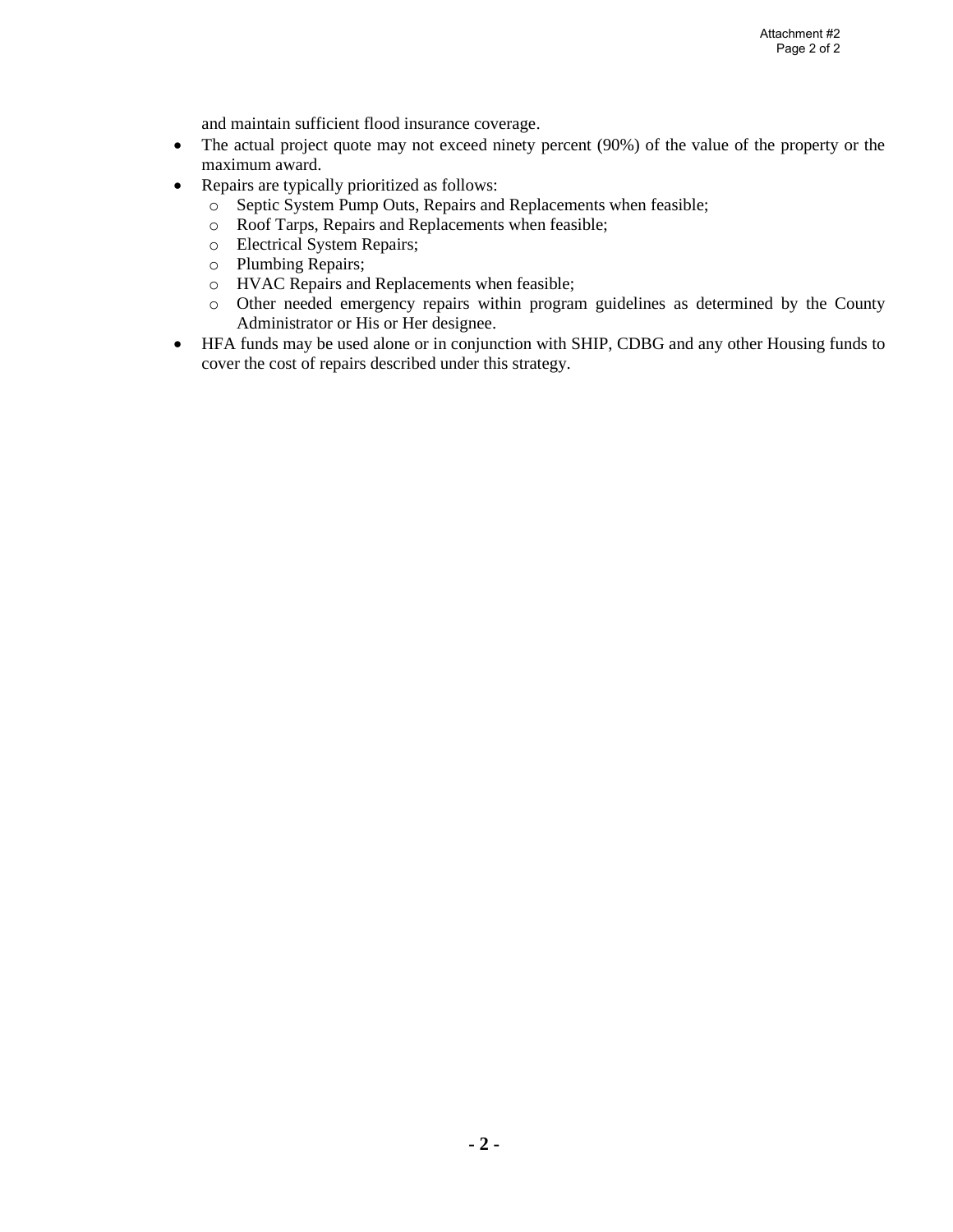and maintain sufficient flood insurance coverage.

- The actual project quote may not exceed ninety percent (90%) of the value of the property or the maximum award.
- Repairs are typically prioritized as follows:
  - Septic System Pump Outs, Repairs and Replacements when feasible;
  - Roof Tarps, Repairs and Replacements when feasible;
  - Electrical System Repairs;
  - Plumbing Repairs;
  - HVAC Repairs and Replacements when feasible;
  - Other needed emergency repairs within program guidelines as determined by the County Administrator or His or Her designee.
- HFA funds may be used alone or in conjunction with SHIP, CDBG and any other Housing funds to cover the cost of repairs described under this strategy.